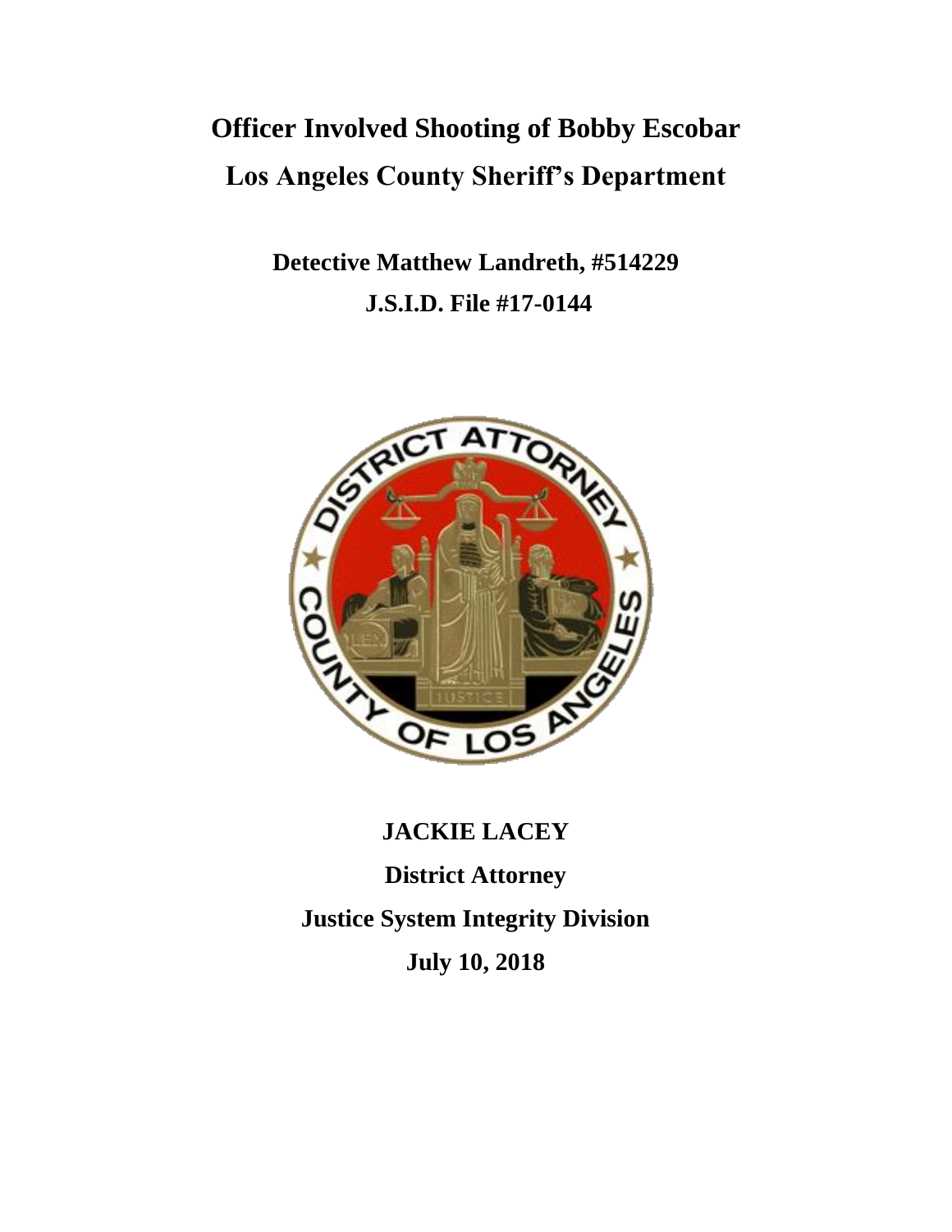# Officer Involved Shooting of Bobby Escobar

# Los Angeles County Sheriff's Department

**Detective Matthew Landreth, #514229**

**J.S.I.D. File #17-0144**

**JACKIE LACEY**

**District Attorney**

**Justice System Integrity Division**

**July 10, 2018**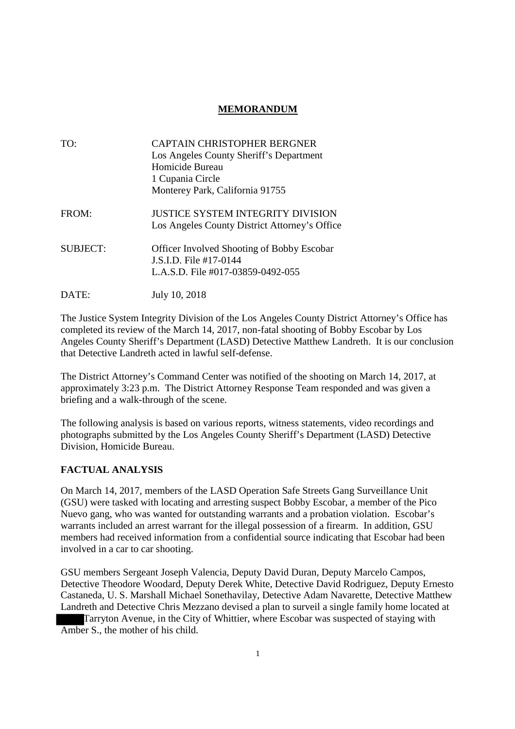# **MEMORANDUM**

| | |
|---|---|
| TO: | CAPTAIN CHRISTOPHER BERGNER<br>Los Angeles County Sheriff's Department<br>Homicide Bureau<br>1 Cupania Circle<br>Monterey Park, California 91755 |
| FROM: | JUSTICE SYSTEM INTEGRITY DIVISION<br>Los Angeles County District Attorney's Office |
| SUBJECT: | Officer Involved Shooting of Bobby Escobar<br>J.S.I.D. File #17-0144<br>L.A.S.D. File #017-03859-0492-055 |
| DATE: | July 10, 2018 |

The Justice System Integrity Division of the Los Angeles County District Attorney's Office has completed its review of the March 14, 2017, non-fatal shooting of Bobby Escobar by Los Angeles County Sheriff's Department (LASD) Detective Matthew Landreth. It is our conclusion that Detective Landreth acted in lawful self-defense.

The District Attorney's Command Center was notified of the shooting on March 14, 2017, at approximately 3:23 p.m. The District Attorney Response Team responded and was given a briefing and a walk-through of the scene.

The following analysis is based on various reports, witness statements, video recordings and photographs submitted by the Los Angeles County Sheriff's Department (LASD) Detective Division, Homicide Bureau.

## **FACTUAL ANALYSIS**

On March 14, 2017, members of the LASD Operation Safe Streets Gang Surveillance Unit (GSU) were tasked with locating and arresting suspect Bobby Escobar, a member of the Pico Nuevo gang, who was wanted for outstanding warrants and a probation violation. Escobar's warrants included an arrest warrant for the illegal possession of a firearm. In addition, GSU members had received information from a confidential source indicating that Escobar had been involved in a car to car shooting.

GSU members Sergeant Joseph Valencia, Deputy David Duran, Deputy Marcelo Campos, Detective Theodore Woodard, Deputy Derek White, Detective David Rodriguez, Deputy Ernesto Castaneda, U. S. Marshall Michael Sonethavilay, Detective Adam Navarette, Detective Matthew Landreth and Detective Chris Mezzano devised a plan to surveil a single family home located at ████ Tarryton Avenue, in the City of Whittier, where Escobar was suspected of staying with Amber S., the mother of his child.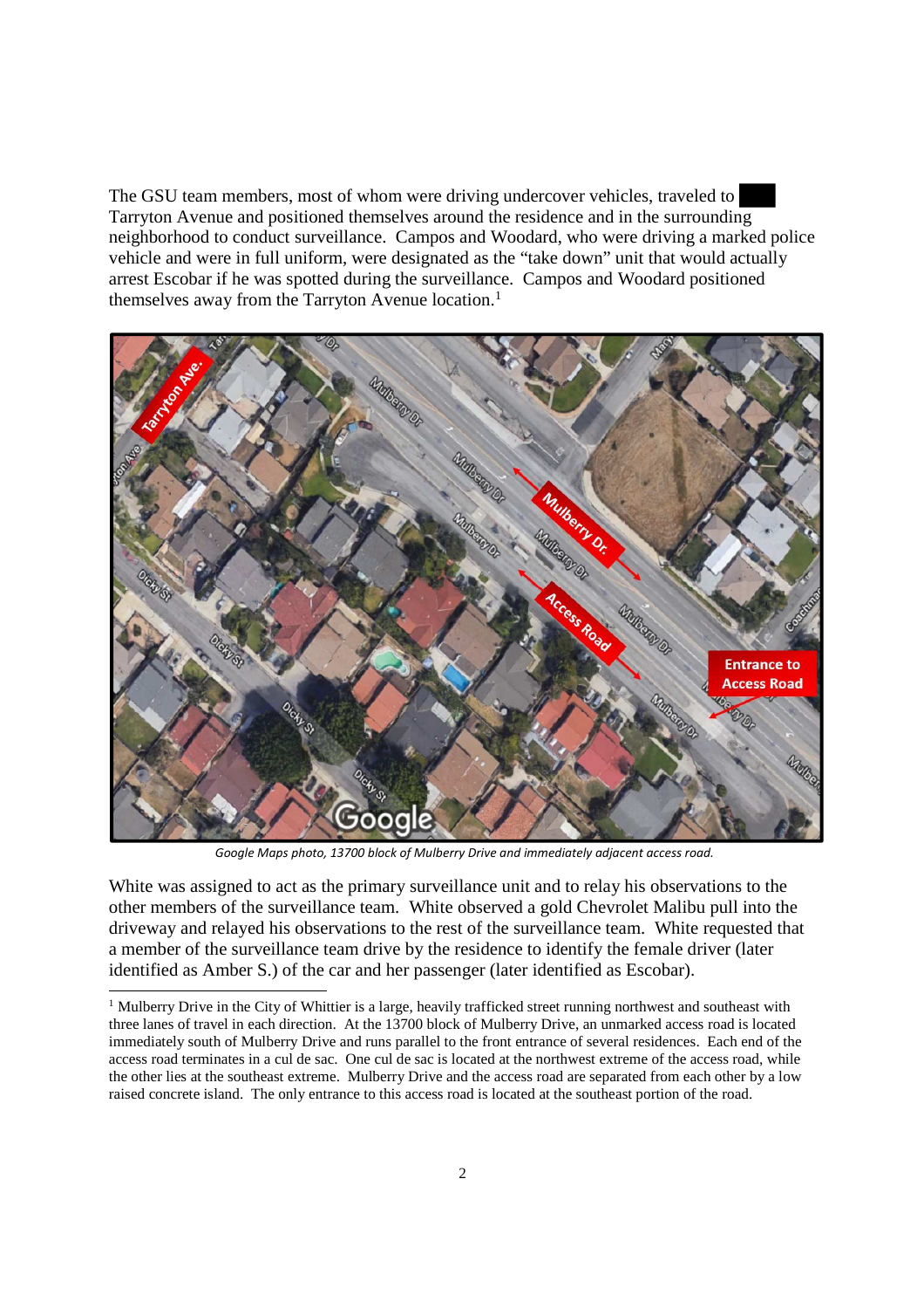The GSU team members, most of whom were driving undercover vehicles, traveled to ███ Tarryton Avenue and positioned themselves around the residence and in the surrounding neighborhood to conduct surveillance. Campos and Woodard, who were driving a marked police vehicle and were in full uniform, were designated as the "take down" unit that would actually arrest Escobar if he was spotted during the surveillance. Campos and Woodard positioned themselves away from the Tarryton Avenue location.[1]

*Google Maps photo, 13700 block of Mulberry Drive and immediately adjacent access road.*

White was assigned to act as the primary surveillance unit and to relay his observations to the other members of the surveillance team. White observed a gold Chevrolet Malibu pull into the driveway and relayed his observations to the rest of the surveillance team. White requested that a member of the surveillance team drive by the residence to identify the female driver (later identified as Amber S.) of the car and her passenger (later identified as Escobar).

---

[1] Mulberry Drive in the City of Whittier is a large, heavily trafficked street running northwest and southeast with three lanes of travel in each direction. At the 13700 block of Mulberry Drive, an unmarked access road is located immediately south of Mulberry Drive and runs parallel to the front entrance of several residences. Each end of the access road terminates in a cul de sac. One cul de sac is located at the northwest extreme of the access road, while the other lies at the southeast extreme. Mulberry Drive and the access road are separated from each other by a low raised concrete island. The only entrance to this access road is located at the southeast portion of the road.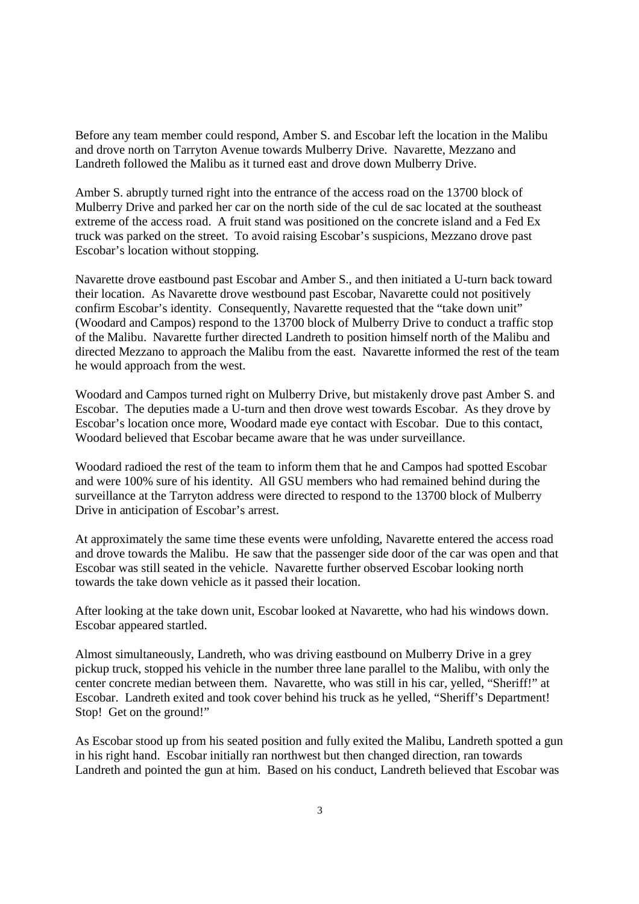Before any team member could respond, Amber S. and Escobar left the location in the Malibu and drove north on Tarryton Avenue towards Mulberry Drive. Navarette, Mezzano and Landreth followed the Malibu as it turned east and drove down Mulberry Drive.

Amber S. abruptly turned right into the entrance of the access road on the 13700 block of Mulberry Drive and parked her car on the north side of the cul de sac located at the southeast extreme of the access road. A fruit stand was positioned on the concrete island and a Fed Ex truck was parked on the street. To avoid raising Escobar's suspicions, Mezzano drove past Escobar's location without stopping.

Navarette drove eastbound past Escobar and Amber S., and then initiated a U-turn back toward their location. As Navarette drove westbound past Escobar, Navarette could not positively confirm Escobar's identity. Consequently, Navarette requested that the "take down unit" (Woodard and Campos) respond to the 13700 block of Mulberry Drive to conduct a traffic stop of the Malibu. Navarette further directed Landreth to position himself north of the Malibu and directed Mezzano to approach the Malibu from the east. Navarette informed the rest of the team he would approach from the west.

Woodard and Campos turned right on Mulberry Drive, but mistakenly drove past Amber S. and Escobar. The deputies made a U-turn and then drove west towards Escobar. As they drove by Escobar's location once more, Woodard made eye contact with Escobar. Due to this contact, Woodard believed that Escobar became aware that he was under surveillance.

Woodard radioed the rest of the team to inform them that he and Campos had spotted Escobar and were 100% sure of his identity. All GSU members who had remained behind during the surveillance at the Tarryton address were directed to respond to the 13700 block of Mulberry Drive in anticipation of Escobar's arrest.

At approximately the same time these events were unfolding, Navarette entered the access road and drove towards the Malibu. He saw that the passenger side door of the car was open and that Escobar was still seated in the vehicle. Navarette further observed Escobar looking north towards the take down vehicle as it passed their location.

After looking at the take down unit, Escobar looked at Navarette, who had his windows down. Escobar appeared startled.

Almost simultaneously, Landreth, who was driving eastbound on Mulberry Drive in a grey pickup truck, stopped his vehicle in the number three lane parallel to the Malibu, with only the center concrete median between them. Navarette, who was still in his car, yelled, "Sheriff!" at Escobar. Landreth exited and took cover behind his truck as he yelled, "Sheriff's Department! Stop! Get on the ground!"

As Escobar stood up from his seated position and fully exited the Malibu, Landreth spotted a gun in his right hand. Escobar initially ran northwest but then changed direction, ran towards Landreth and pointed the gun at him. Based on his conduct, Landreth believed that Escobar was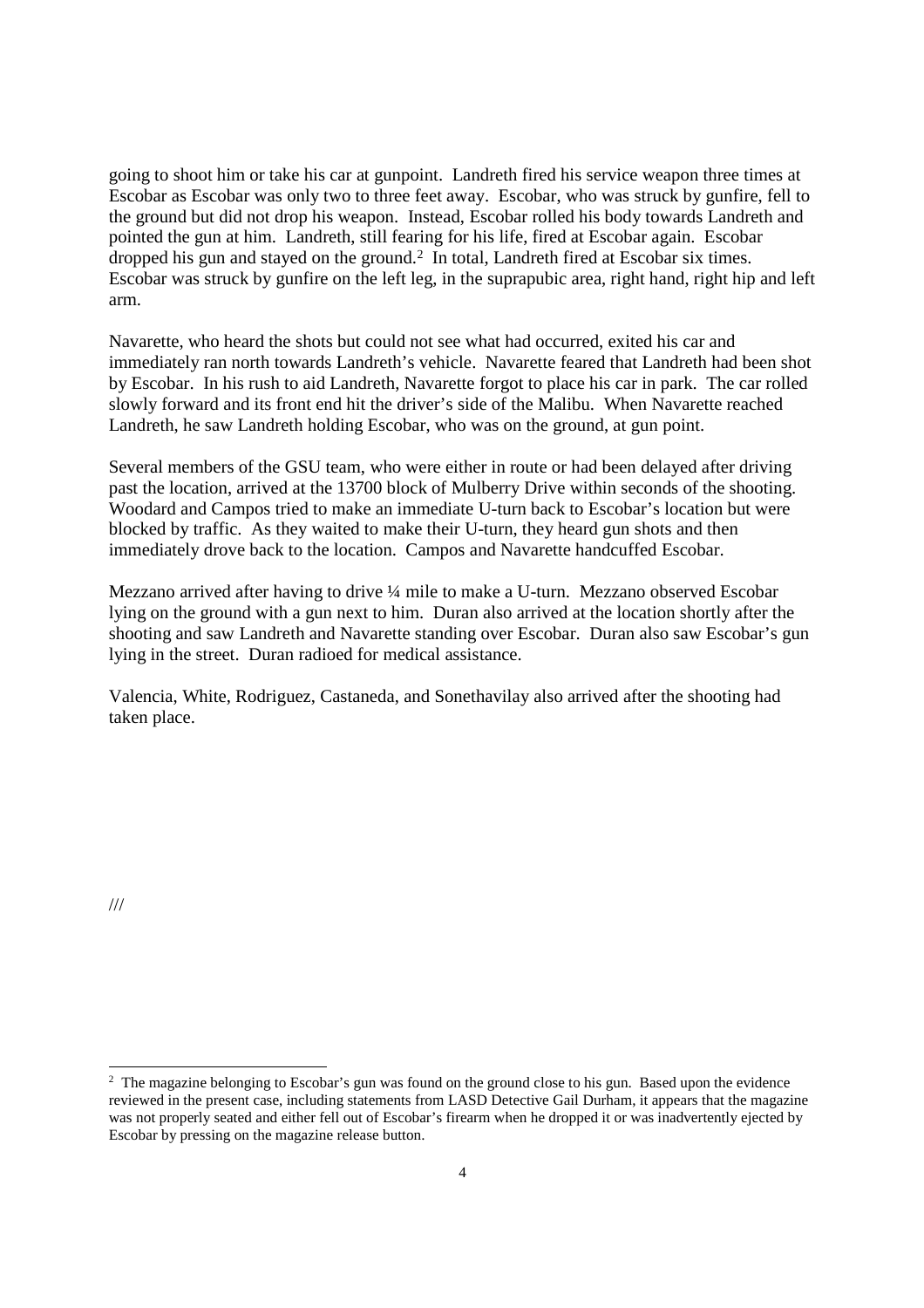going to shoot him or take his car at gunpoint. Landreth fired his service weapon three times at Escobar as Escobar was only two to three feet away. Escobar, who was struck by gunfire, fell to the ground but did not drop his weapon. Instead, Escobar rolled his body towards Landreth and pointed the gun at him. Landreth, still fearing for his life, fired at Escobar again. Escobar dropped his gun and stayed on the ground.[2] In total, Landreth fired at Escobar six times. Escobar was struck by gunfire on the left leg, in the suprapubic area, right hand, right hip and left arm.

Navarette, who heard the shots but could not see what had occurred, exited his car and immediately ran north towards Landreth's vehicle. Navarette feared that Landreth had been shot by Escobar. In his rush to aid Landreth, Navarette forgot to place his car in park. The car rolled slowly forward and its front end hit the driver's side of the Malibu. When Navarette reached Landreth, he saw Landreth holding Escobar, who was on the ground, at gun point.

Several members of the GSU team, who were either in route or had been delayed after driving past the location, arrived at the 13700 block of Mulberry Drive within seconds of the shooting. Woodard and Campos tried to make an immediate U-turn back to Escobar's location but were blocked by traffic. As they waited to make their U-turn, they heard gun shots and then immediately drove back to the location. Campos and Navarette handcuffed Escobar.

Mezzano arrived after having to drive ¼ mile to make a U-turn. Mezzano observed Escobar lying on the ground with a gun next to him. Duran also arrived at the location shortly after the shooting and saw Landreth and Navarette standing over Escobar. Duran also saw Escobar's gun lying in the street. Duran radioed for medical assistance.

Valencia, White, Rodriguez, Castaneda, and Sonethavilay also arrived after the shooting had taken place.

///

[2] The magazine belonging to Escobar's gun was found on the ground close to his gun. Based upon the evidence reviewed in the present case, including statements from LASD Detective Gail Durham, it appears that the magazine was not properly seated and either fell out of Escobar's firearm when he dropped it or was inadvertently ejected by Escobar by pressing on the magazine release button.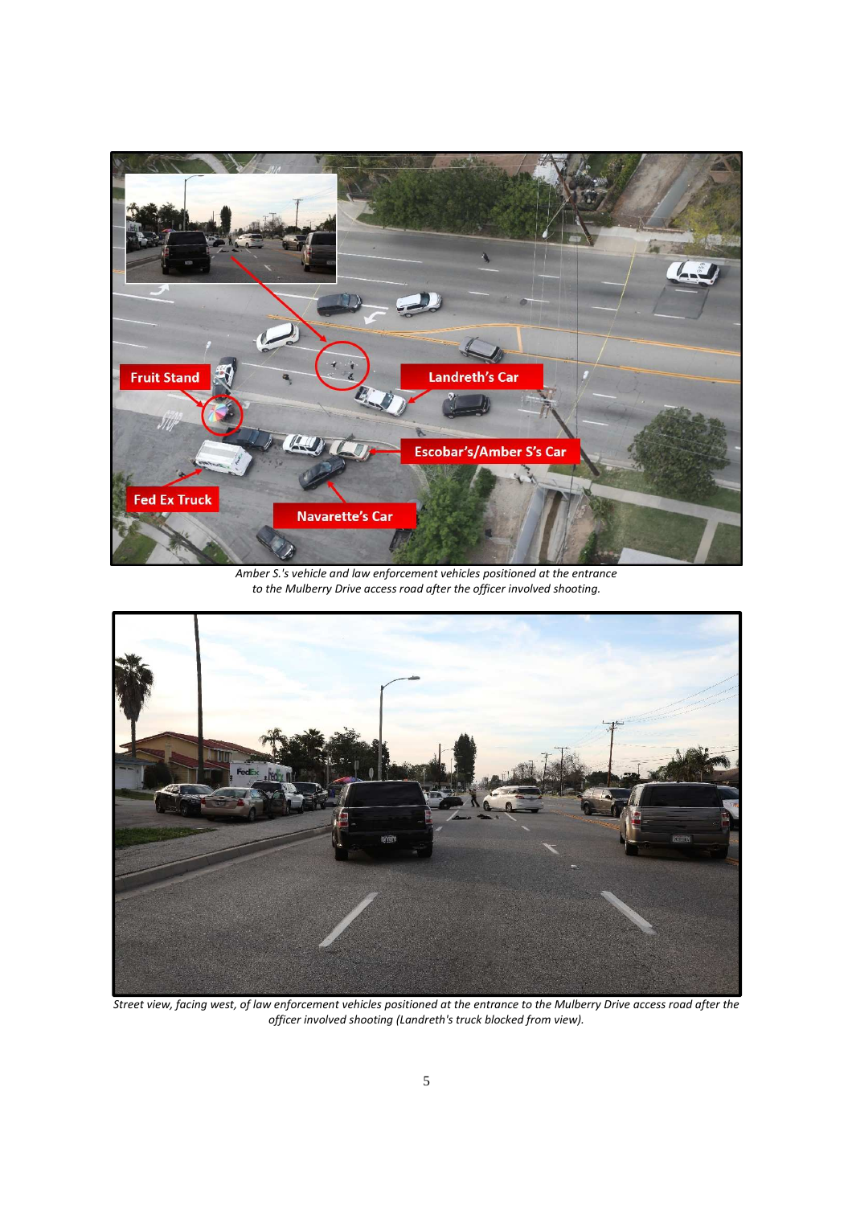*Amber S.'s vehicle and law enforcement vehicles positioned at the entrance to the Mulberry Drive access road after the officer involved shooting.*

*Street view, facing west, of law enforcement vehicles positioned at the entrance to the Mulberry Drive access road after the officer involved shooting (Landreth's truck blocked from view).*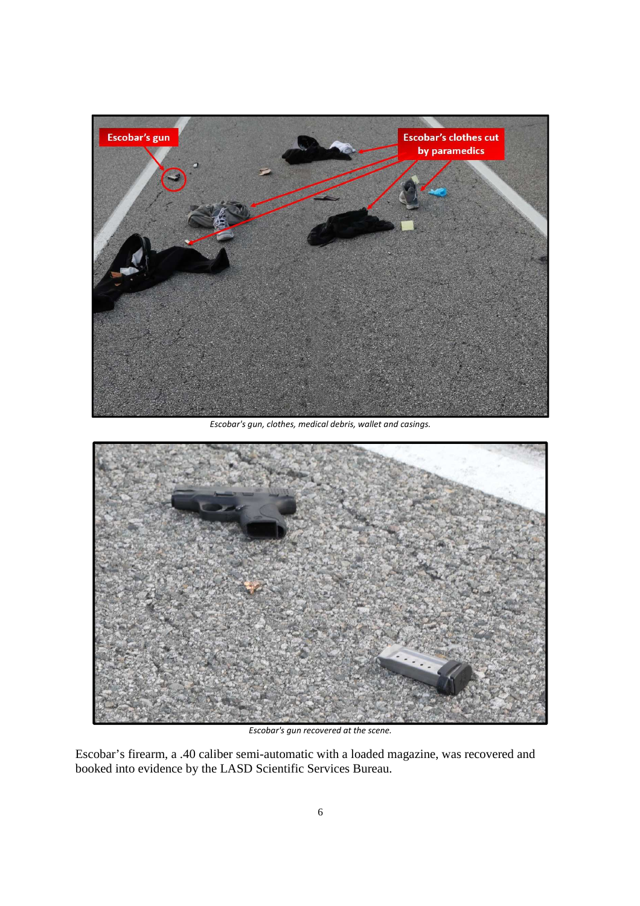*Escobar's gun, clothes, medical debris, wallet and casings.*

*Escobar's gun recovered at the scene.*

Escobar's firearm, a .40 caliber semi-automatic with a loaded magazine, was recovered and booked into evidence by the LASD Scientific Services Bureau.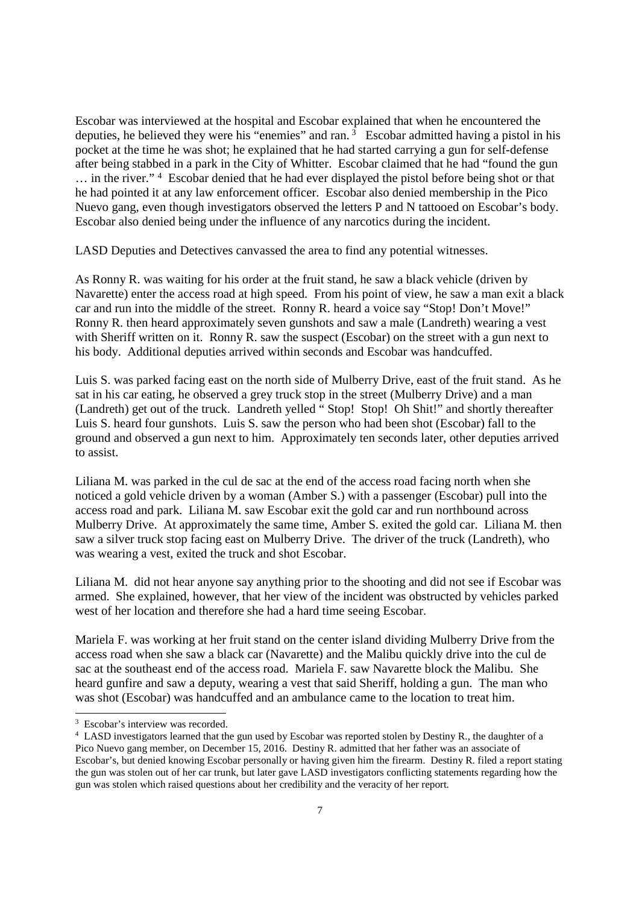Escobar was interviewed at the hospital and Escobar explained that when he encountered the deputies, he believed they were his "enemies" and ran.[3] Escobar admitted having a pistol in his pocket at the time he was shot; he explained that he had started carrying a gun for self-defense after being stabbed in a park in the City of Whitter. Escobar claimed that he had "found the gun … in the river."[4] Escobar denied that he had ever displayed the pistol before being shot or that he had pointed it at any law enforcement officer. Escobar also denied membership in the Pico Nuevo gang, even though investigators observed the letters P and N tattooed on Escobar's body. Escobar also denied being under the influence of any narcotics during the incident.

LASD Deputies and Detectives canvassed the area to find any potential witnesses.

As Ronny R. was waiting for his order at the fruit stand, he saw a black vehicle (driven by Navarette) enter the access road at high speed. From his point of view, he saw a man exit a black car and run into the middle of the street. Ronny R. heard a voice say "Stop! Don't Move!" Ronny R. then heard approximately seven gunshots and saw a male (Landreth) wearing a vest with Sheriff written on it. Ronny R. saw the suspect (Escobar) on the street with a gun next to his body. Additional deputies arrived within seconds and Escobar was handcuffed.

Luis S. was parked facing east on the north side of Mulberry Drive, east of the fruit stand. As he sat in his car eating, he observed a grey truck stop in the street (Mulberry Drive) and a man (Landreth) get out of the truck. Landreth yelled " Stop! Stop! Oh Shit!" and shortly thereafter Luis S. heard four gunshots. Luis S. saw the person who had been shot (Escobar) fall to the ground and observed a gun next to him. Approximately ten seconds later, other deputies arrived to assist.

Liliana M. was parked in the cul de sac at the end of the access road facing north when she noticed a gold vehicle driven by a woman (Amber S.) with a passenger (Escobar) pull into the access road and park. Liliana M. saw Escobar exit the gold car and run northbound across Mulberry Drive. At approximately the same time, Amber S. exited the gold car. Liliana M. then saw a silver truck stop facing east on Mulberry Drive. The driver of the truck (Landreth), who was wearing a vest, exited the truck and shot Escobar.

Liliana M. did not hear anyone say anything prior to the shooting and did not see if Escobar was armed. She explained, however, that her view of the incident was obstructed by vehicles parked west of her location and therefore she had a hard time seeing Escobar.

Mariela F. was working at her fruit stand on the center island dividing Mulberry Drive from the access road when she saw a black car (Navarette) and the Malibu quickly drive into the cul de sac at the southeast end of the access road. Mariela F. saw Navarette block the Malibu. She heard gunfire and saw a deputy, wearing a vest that said Sheriff, holding a gun. The man who was shot (Escobar) was handcuffed and an ambulance came to the location to treat him.

---

[3] Escobar's interview was recorded.

[4] LASD investigators learned that the gun used by Escobar was reported stolen by Destiny R., the daughter of a Pico Nuevo gang member, on December 15, 2016. Destiny R. admitted that her father was an associate of Escobar's, but denied knowing Escobar personally or having given him the firearm. Destiny R. filed a report stating the gun was stolen out of her car trunk, but later gave LASD investigators conflicting statements regarding how the gun was stolen which raised questions about her credibility and the veracity of her report.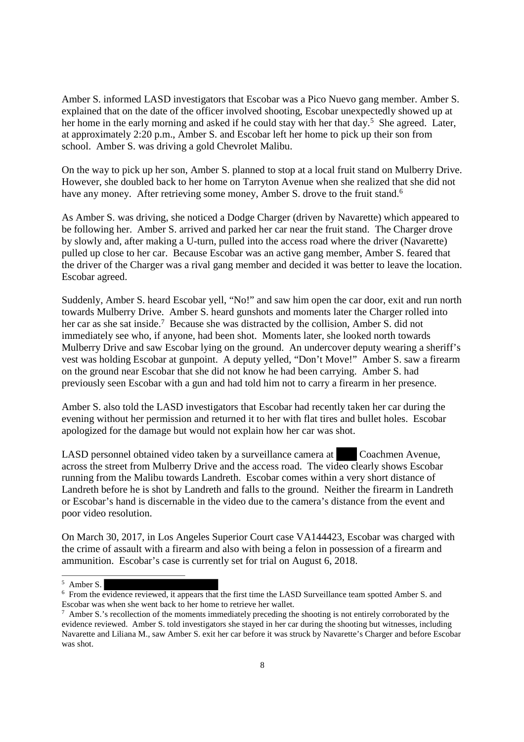Amber S. informed LASD investigators that Escobar was a Pico Nuevo gang member. Amber S. explained that on the date of the officer involved shooting, Escobar unexpectedly showed up at her home in the early morning and asked if he could stay with her that day.[5] She agreed. Later, at approximately 2:20 p.m., Amber S. and Escobar left her home to pick up their son from school. Amber S. was driving a gold Chevrolet Malibu.

On the way to pick up her son, Amber S. planned to stop at a local fruit stand on Mulberry Drive. However, she doubled back to her home on Tarryton Avenue when she realized that she did not have any money. After retrieving some money, Amber S. drove to the fruit stand.[6]

As Amber S. was driving, she noticed a Dodge Charger (driven by Navarette) which appeared to be following her. Amber S. arrived and parked her car near the fruit stand. The Charger drove by slowly and, after making a U-turn, pulled into the access road where the driver (Navarette) pulled up close to her car. Because Escobar was an active gang member, Amber S. feared that the driver of the Charger was a rival gang member and decided it was better to leave the location. Escobar agreed.

Suddenly, Amber S. heard Escobar yell, "No!" and saw him open the car door, exit and run north towards Mulberry Drive. Amber S. heard gunshots and moments later the Charger rolled into her car as she sat inside.[7] Because she was distracted by the collision, Amber S. did not immediately see who, if anyone, had been shot. Moments later, she looked north towards Mulberry Drive and saw Escobar lying on the ground. An undercover deputy wearing a sheriff's vest was holding Escobar at gunpoint. A deputy yelled, "Don't Move!" Amber S. saw a firearm on the ground near Escobar that she did not know he had been carrying. Amber S. had previously seen Escobar with a gun and had told him not to carry a firearm in her presence.

Amber S. also told the LASD investigators that Escobar had recently taken her car during the evening without her permission and returned it to her with flat tires and bullet holes. Escobar apologized for the damage but would not explain how her car was shot.

LASD personnel obtained video taken by a surveillance camera at ███ Coachmen Avenue, across the street from Mulberry Drive and the access road. The video clearly shows Escobar running from the Malibu towards Landreth. Escobar comes within a very short distance of Landreth before he is shot by Landreth and falls to the ground. Neither the firearm in Landreth or Escobar's hand is discernable in the video due to the camera's distance from the event and poor video resolution.

On March 30, 2017, in Los Angeles Superior Court case VA144423, Escobar was charged with the crime of assault with a firearm and also with being a felon in possession of a firearm and ammunition. Escobar's case is currently set for trial on August 6, 2018.

---

[5] Amber S. ████████████████

[6] From the evidence reviewed, it appears that the first time the LASD Surveillance team spotted Amber S. and Escobar was when she went back to her home to retrieve her wallet.

[7] Amber S.'s recollection of the moments immediately preceding the shooting is not entirely corroborated by the evidence reviewed. Amber S. told investigators she stayed in her car during the shooting but witnesses, including Navarette and Liliana M., saw Amber S. exit her car before it was struck by Navarette's Charger and before Escobar was shot.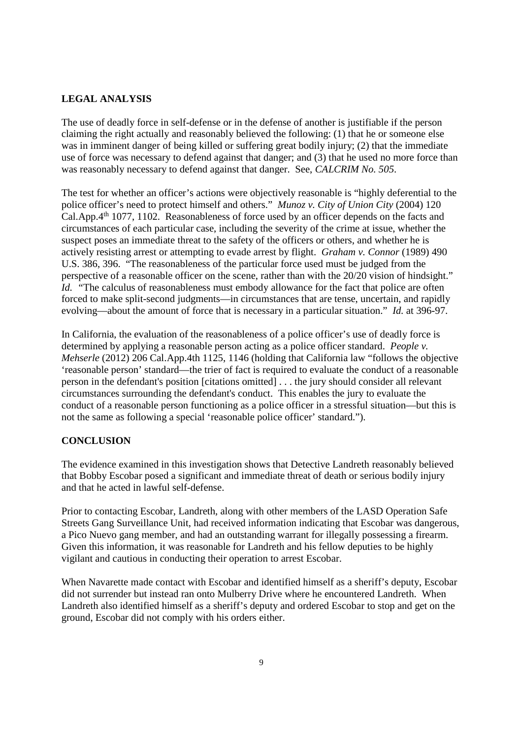**LEGAL ANALYSIS**

The use of deadly force in self-defense or in the defense of another is justifiable if the person claiming the right actually and reasonably believed the following: (1) that he or someone else was in imminent danger of being killed or suffering great bodily injury; (2) that the immediate use of force was necessary to defend against that danger; and (3) that he used no more force than was reasonably necessary to defend against that danger. See, *CALCRIM No. 505*.

The test for whether an officer's actions were objectively reasonable is "highly deferential to the police officer's need to protect himself and others." *Munoz v. City of Union City* (2004) 120 Cal.App.4th 1077, 1102. Reasonableness of force used by an officer depends on the facts and circumstances of each particular case, including the severity of the crime at issue, whether the suspect poses an immediate threat to the safety of the officers or others, and whether he is actively resisting arrest or attempting to evade arrest by flight. *Graham v. Connor* (1989) 490 U.S. 386, 396. "The reasonableness of the particular force used must be judged from the perspective of a reasonable officer on the scene, rather than with the 20/20 vision of hindsight." *Id.* "The calculus of reasonableness must embody allowance for the fact that police are often forced to make split-second judgments—in circumstances that are tense, uncertain, and rapidly evolving—about the amount of force that is necessary in a particular situation." *Id.* at 396-97.

In California, the evaluation of the reasonableness of a police officer's use of deadly force is determined by applying a reasonable person acting as a police officer standard. *People v. Mehserle* (2012) 206 Cal.App.4th 1125, 1146 (holding that California law "follows the objective 'reasonable person' standard—the trier of fact is required to evaluate the conduct of a reasonable person in the defendant's position [citations omitted] . . . the jury should consider all relevant circumstances surrounding the defendant's conduct. This enables the jury to evaluate the conduct of a reasonable person functioning as a police officer in a stressful situation—but this is not the same as following a special 'reasonable police officer' standard.").

**CONCLUSION**

The evidence examined in this investigation shows that Detective Landreth reasonably believed that Bobby Escobar posed a significant and immediate threat of death or serious bodily injury and that he acted in lawful self-defense.

Prior to contacting Escobar, Landreth, along with other members of the LASD Operation Safe Streets Gang Surveillance Unit, had received information indicating that Escobar was dangerous, a Pico Nuevo gang member, and had an outstanding warrant for illegally possessing a firearm. Given this information, it was reasonable for Landreth and his fellow deputies to be highly vigilant and cautious in conducting their operation to arrest Escobar.

When Navarette made contact with Escobar and identified himself as a sheriff's deputy, Escobar did not surrender but instead ran onto Mulberry Drive where he encountered Landreth. When Landreth also identified himself as a sheriff's deputy and ordered Escobar to stop and get on the ground, Escobar did not comply with his orders either.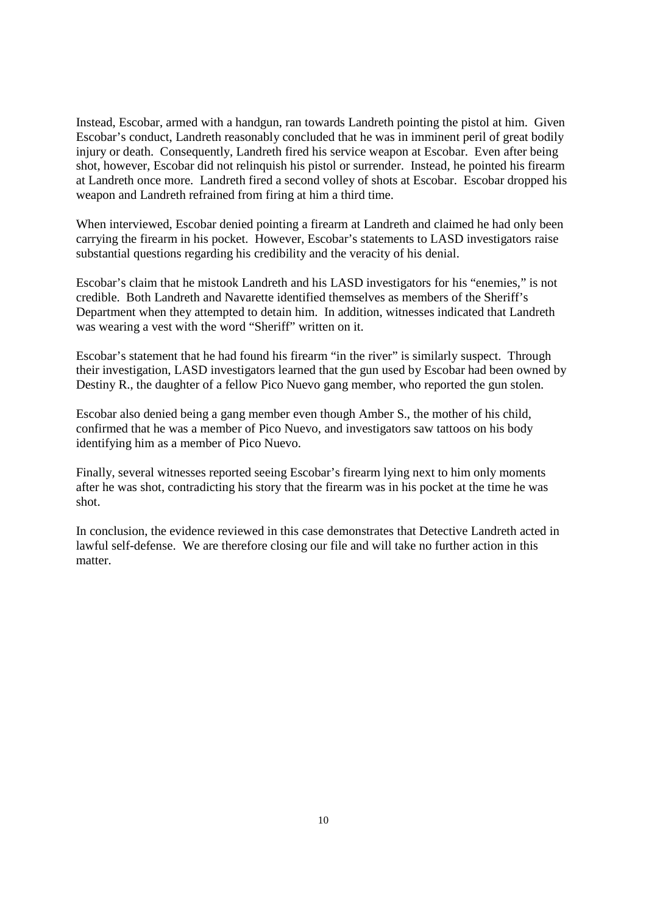Instead, Escobar, armed with a handgun, ran towards Landreth pointing the pistol at him. Given Escobar's conduct, Landreth reasonably concluded that he was in imminent peril of great bodily injury or death. Consequently, Landreth fired his service weapon at Escobar. Even after being shot, however, Escobar did not relinquish his pistol or surrender. Instead, he pointed his firearm at Landreth once more. Landreth fired a second volley of shots at Escobar. Escobar dropped his weapon and Landreth refrained from firing at him a third time.

When interviewed, Escobar denied pointing a firearm at Landreth and claimed he had only been carrying the firearm in his pocket. However, Escobar's statements to LASD investigators raise substantial questions regarding his credibility and the veracity of his denial.

Escobar's claim that he mistook Landreth and his LASD investigators for his "enemies," is not credible. Both Landreth and Navarette identified themselves as members of the Sheriff's Department when they attempted to detain him. In addition, witnesses indicated that Landreth was wearing a vest with the word "Sheriff" written on it.

Escobar's statement that he had found his firearm "in the river" is similarly suspect. Through their investigation, LASD investigators learned that the gun used by Escobar had been owned by Destiny R., the daughter of a fellow Pico Nuevo gang member, who reported the gun stolen.

Escobar also denied being a gang member even though Amber S., the mother of his child, confirmed that he was a member of Pico Nuevo, and investigators saw tattoos on his body identifying him as a member of Pico Nuevo.

Finally, several witnesses reported seeing Escobar's firearm lying next to him only moments after he was shot, contradicting his story that the firearm was in his pocket at the time he was shot.

In conclusion, the evidence reviewed in this case demonstrates that Detective Landreth acted in lawful self-defense. We are therefore closing our file and will take no further action in this matter.